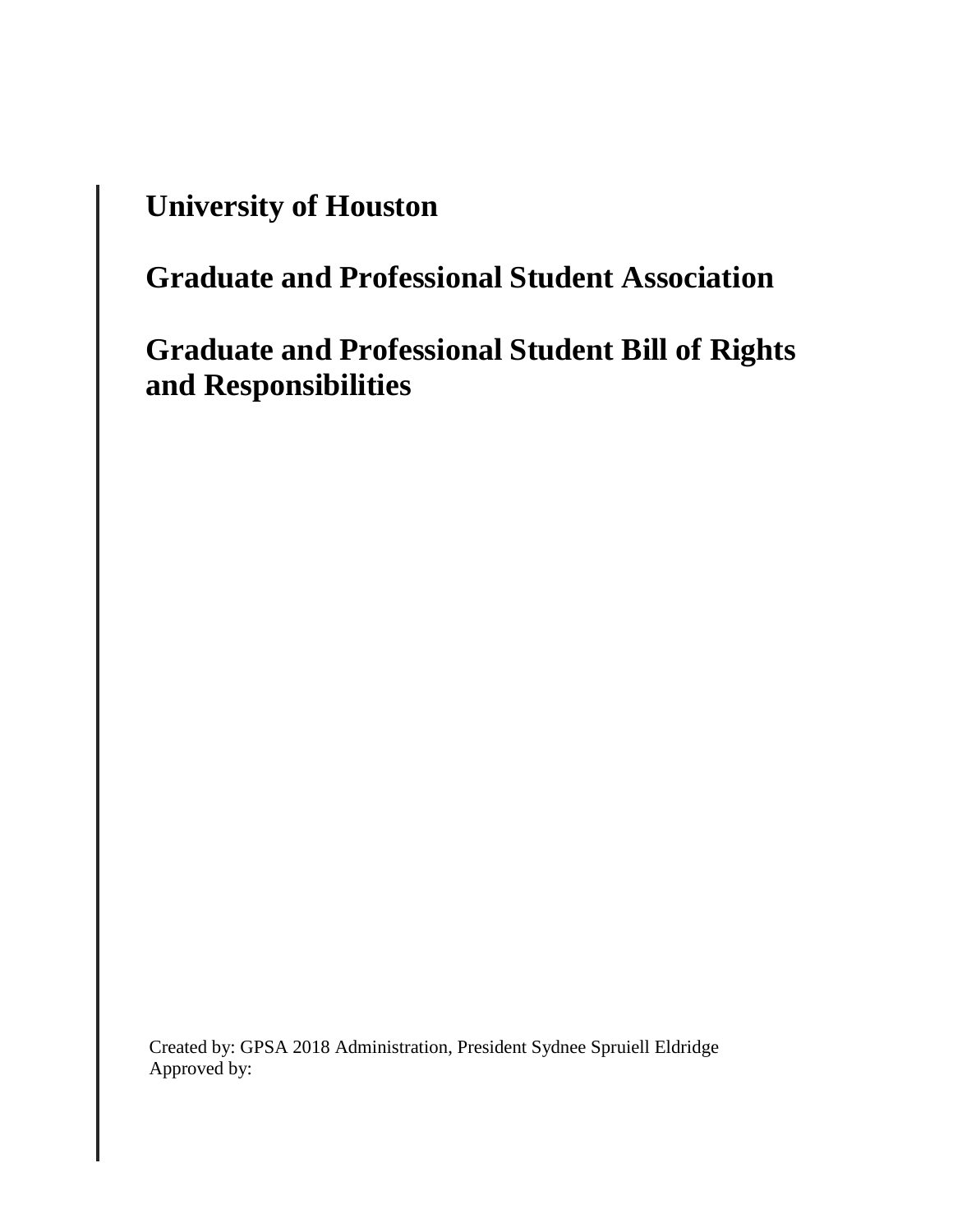# University of Houston

# Graduate and Professional Student Association

# Graduate and Professional Student Bill of Rights and Responsibilities

Created by: GPSA 2018 Administration, President Sydnee Spruiell Eldridge
Approved by: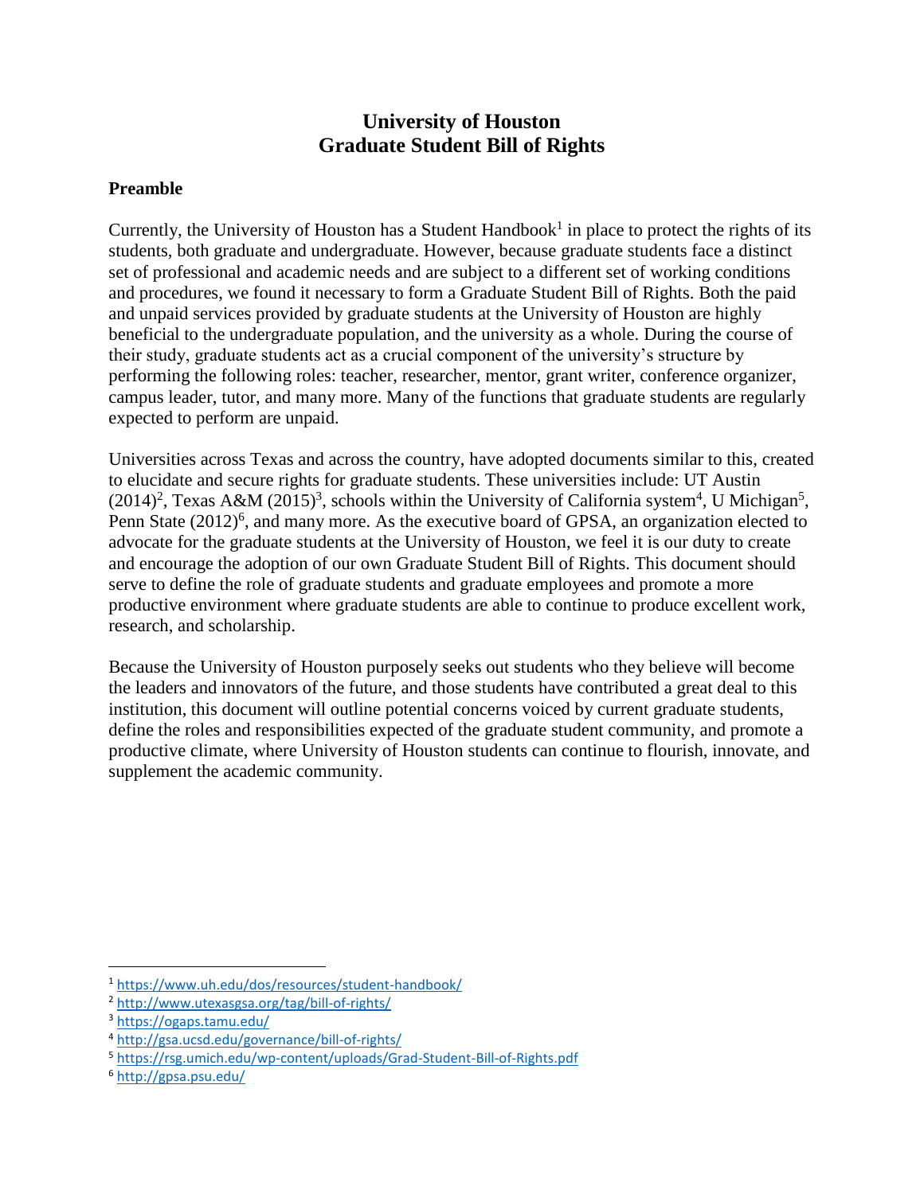# University of Houston
# Graduate Student Bill of Rights

## Preamble

Currently, the University of Houston has a Student Handbook[1] in place to protect the rights of its students, both graduate and undergraduate. However, because graduate students face a distinct set of professional and academic needs and are subject to a different set of working conditions and procedures, we found it necessary to form a Graduate Student Bill of Rights. Both the paid and unpaid services provided by graduate students at the University of Houston are highly beneficial to the undergraduate population, and the university as a whole. During the course of their study, graduate students act as a crucial component of the university's structure by performing the following roles: teacher, researcher, mentor, grant writer, conference organizer, campus leader, tutor, and many more. Many of the functions that graduate students are regularly expected to perform are unpaid.

Universities across Texas and across the country, have adopted documents similar to this, created to elucidate and secure rights for graduate students. These universities include: UT Austin (2014)[2], Texas A&M (2015)[3], schools within the University of California system[4], U Michigan[5], Penn State (2012)[6], and many more. As the executive board of GPSA, an organization elected to advocate for the graduate students at the University of Houston, we feel it is our duty to create and encourage the adoption of our own Graduate Student Bill of Rights. This document should serve to define the role of graduate students and graduate employees and promote a more productive environment where graduate students are able to continue to produce excellent work, research, and scholarship.

Because the University of Houston purposely seeks out students who they believe will become the leaders and innovators of the future, and those students have contributed a great deal to this institution, this document will outline potential concerns voiced by current graduate students, define the roles and responsibilities expected of the graduate student community, and promote a productive climate, where University of Houston students can continue to flourish, innovate, and supplement the academic community.

---

[1] https://www.uh.edu/dos/resources/student-handbook/

[2] http://www.utexasgsa.org/tag/bill-of-rights/

[3] https://ogaps.tamu.edu/

[4] http://gsa.ucsd.edu/governance/bill-of-rights/

[5] https://rsg.umich.edu/wp-content/uploads/Grad-Student-Bill-of-Rights.pdf

[6] http://gpsa.psu.edu/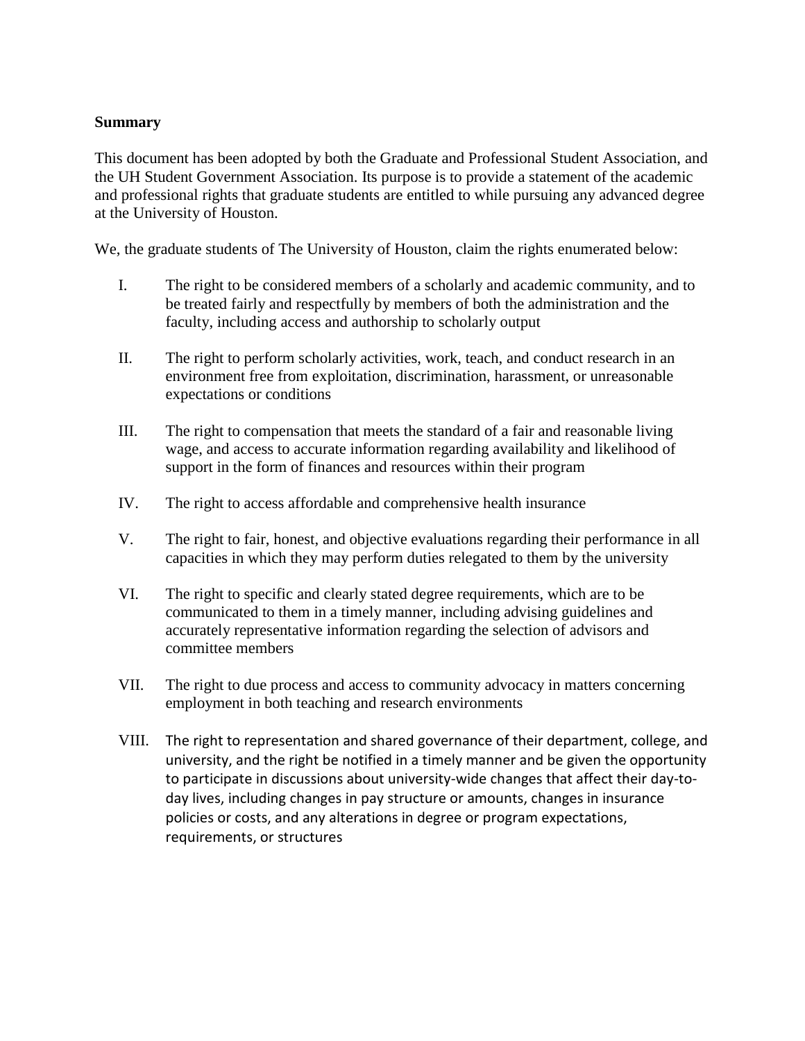**Summary**

This document has been adopted by both the Graduate and Professional Student Association, and the UH Student Government Association. Its purpose is to provide a statement of the academic and professional rights that graduate students are entitled to while pursuing any advanced degree at the University of Houston.

We, the graduate students of The University of Houston, claim the rights enumerated below:

I. The right to be considered members of a scholarly and academic community, and to be treated fairly and respectfully by members of both the administration and the faculty, including access and authorship to scholarly output

II. The right to perform scholarly activities, work, teach, and conduct research in an environment free from exploitation, discrimination, harassment, or unreasonable expectations or conditions

III. The right to compensation that meets the standard of a fair and reasonable living wage, and access to accurate information regarding availability and likelihood of support in the form of finances and resources within their program

IV. The right to access affordable and comprehensive health insurance

V. The right to fair, honest, and objective evaluations regarding their performance in all capacities in which they may perform duties relegated to them by the university

VI. The right to specific and clearly stated degree requirements, which are to be communicated to them in a timely manner, including advising guidelines and accurately representative information regarding the selection of advisors and committee members

VII. The right to due process and access to community advocacy in matters concerning employment in both teaching and research environments

VIII. The right to representation and shared governance of their department, college, and university, and the right be notified in a timely manner and be given the opportunity to participate in discussions about university-wide changes that affect their day-to-day lives, including changes in pay structure or amounts, changes in insurance policies or costs, and any alterations in degree or program expectations, requirements, or structures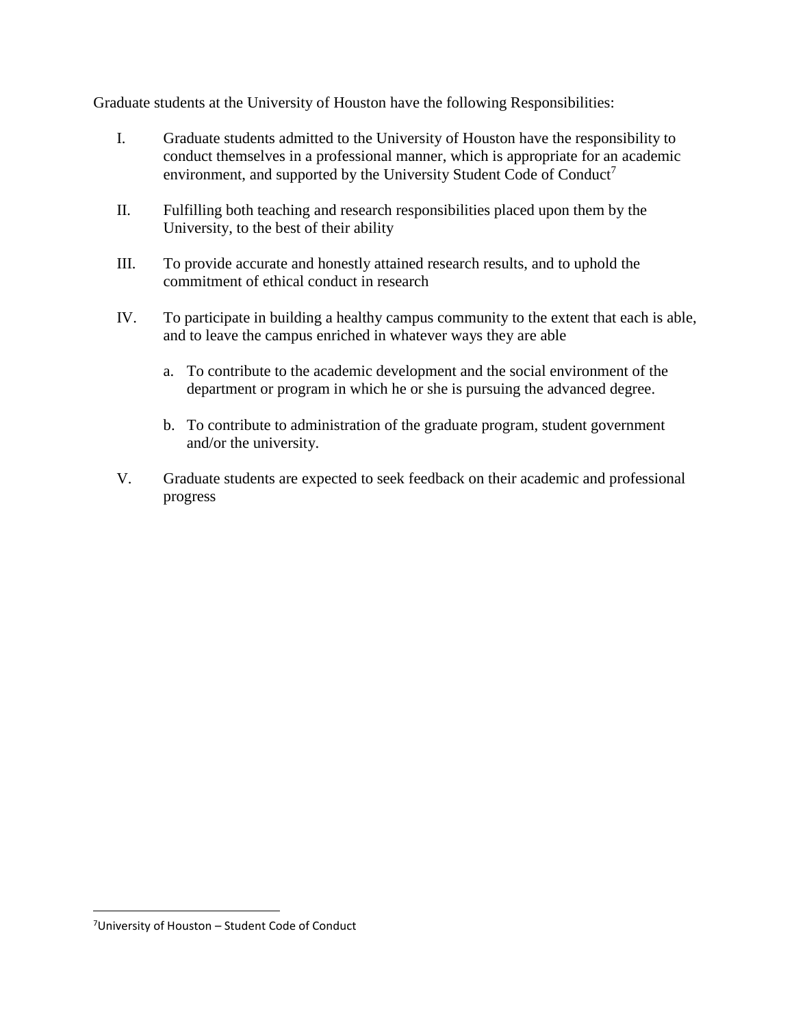Graduate students at the University of Houston have the following Responsibilities:

I. Graduate students admitted to the University of Houston have the responsibility to conduct themselves in a professional manner, which is appropriate for an academic environment, and supported by the University Student Code of Conduct[7]

II. Fulfilling both teaching and research responsibilities placed upon them by the University, to the best of their ability

III. To provide accurate and honestly attained research results, and to uphold the commitment of ethical conduct in research

IV. To participate in building a healthy campus community to the extent that each is able, and to leave the campus enriched in whatever ways they are able

   a. To contribute to the academic development and the social environment of the department or program in which he or she is pursuing the advanced degree.

   b. To contribute to administration of the graduate program, student government and/or the university.

V. Graduate students are expected to seek feedback on their academic and professional progress

---

[7] University of Houston – Student Code of Conduct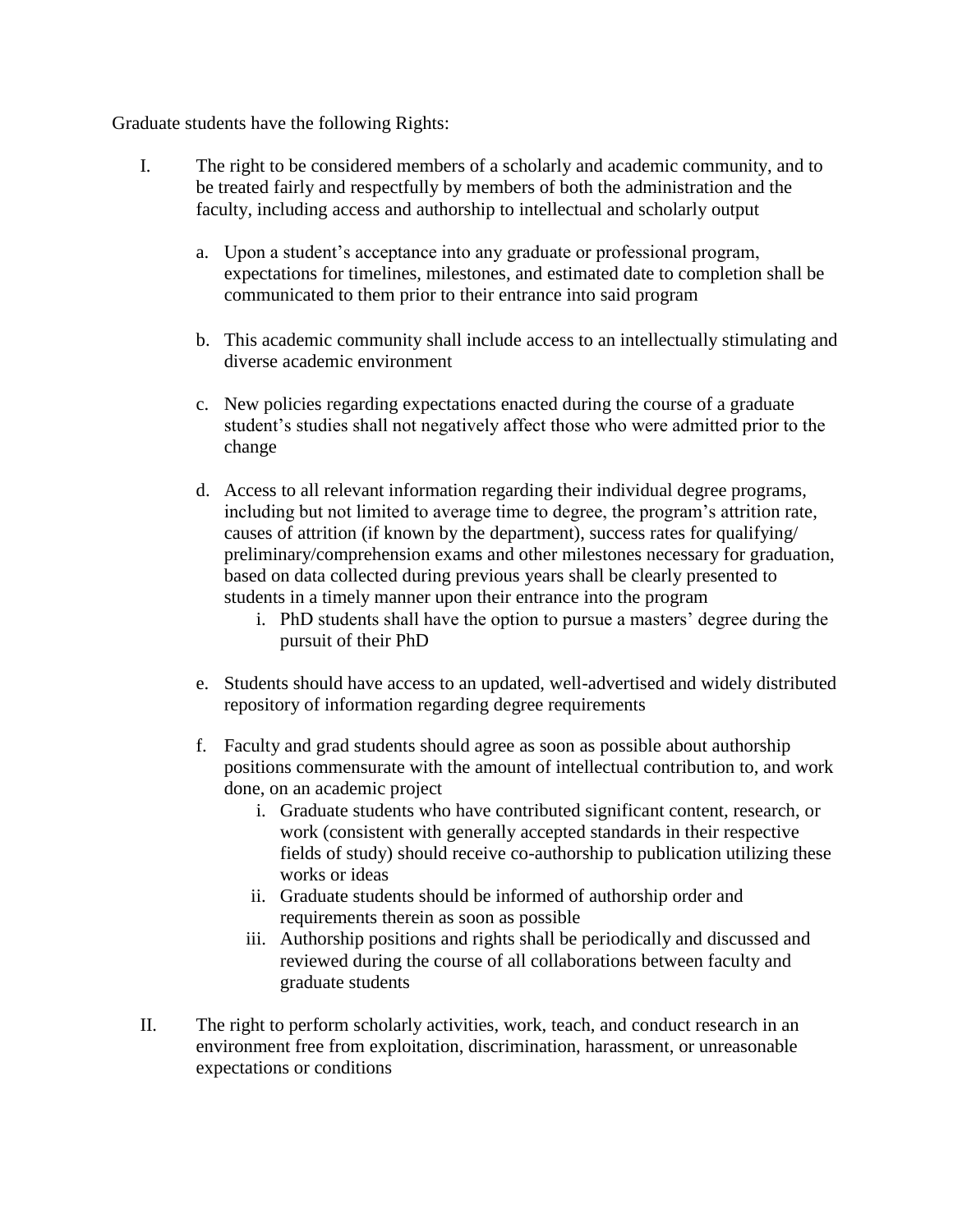Graduate students have the following Rights:

I. The right to be considered members of a scholarly and academic community, and to be treated fairly and respectfully by members of both the administration and the faculty, including access and authorship to intellectual and scholarly output

   a. Upon a student's acceptance into any graduate or professional program, expectations for timelines, milestones, and estimated date to completion shall be communicated to them prior to their entrance into said program

   b. This academic community shall include access to an intellectually stimulating and diverse academic environment

   c. New policies regarding expectations enacted during the course of a graduate student's studies shall not negatively affect those who were admitted prior to the change

   d. Access to all relevant information regarding their individual degree programs, including but not limited to average time to degree, the program's attrition rate, causes of attrition (if known by the department), success rates for qualifying/ preliminary/comprehension exams and other milestones necessary for graduation, based on data collected during previous years shall be clearly presented to students in a timely manner upon their entrance into the program
      i. PhD students shall have the option to pursue a masters' degree during the pursuit of their PhD

   e. Students should have access to an updated, well-advertised and widely distributed repository of information regarding degree requirements

   f. Faculty and grad students should agree as soon as possible about authorship positions commensurate with the amount of intellectual contribution to, and work done, on an academic project
      i. Graduate students who have contributed significant content, research, or work (consistent with generally accepted standards in their respective fields of study) should receive co-authorship to publication utilizing these works or ideas
      ii. Graduate students should be informed of authorship order and requirements therein as soon as possible
      iii. Authorship positions and rights shall be periodically and discussed and reviewed during the course of all collaborations between faculty and graduate students

II. The right to perform scholarly activities, work, teach, and conduct research in an environment free from exploitation, discrimination, harassment, or unreasonable expectations or conditions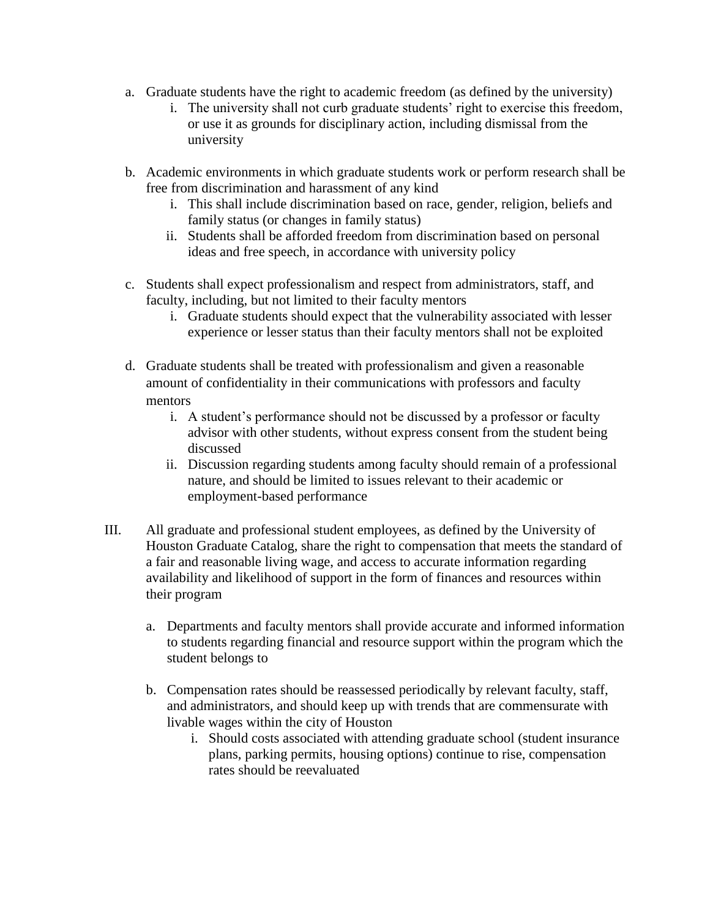a. Graduate students have the right to academic freedom (as defined by the university)
    i. The university shall not curb graduate students' right to exercise this freedom, or use it as grounds for disciplinary action, including dismissal from the university

b. Academic environments in which graduate students work or perform research shall be free from discrimination and harassment of any kind
    i. This shall include discrimination based on race, gender, religion, beliefs and family status (or changes in family status)
    ii. Students shall be afforded freedom from discrimination based on personal ideas and free speech, in accordance with university policy

c. Students shall expect professionalism and respect from administrators, staff, and faculty, including, but not limited to their faculty mentors
    i. Graduate students should expect that the vulnerability associated with lesser experience or lesser status than their faculty mentors shall not be exploited

d. Graduate students shall be treated with professionalism and given a reasonable amount of confidentiality in their communications with professors and faculty mentors
    i. A student's performance should not be discussed by a professor or faculty advisor with other students, without express consent from the student being discussed
    ii. Discussion regarding students among faculty should remain of a professional nature, and should be limited to issues relevant to their academic or employment-based performance

III. All graduate and professional student employees, as defined by the University of Houston Graduate Catalog, share the right to compensation that meets the standard of a fair and reasonable living wage, and access to accurate information regarding availability and likelihood of support in the form of finances and resources within their program

a. Departments and faculty mentors shall provide accurate and informed information to students regarding financial and resource support within the program which the student belongs to

b. Compensation rates should be reassessed periodically by relevant faculty, staff, and administrators, and should keep up with trends that are commensurate with livable wages within the city of Houston
    i. Should costs associated with attending graduate school (student insurance plans, parking permits, housing options) continue to rise, compensation rates should be reevaluated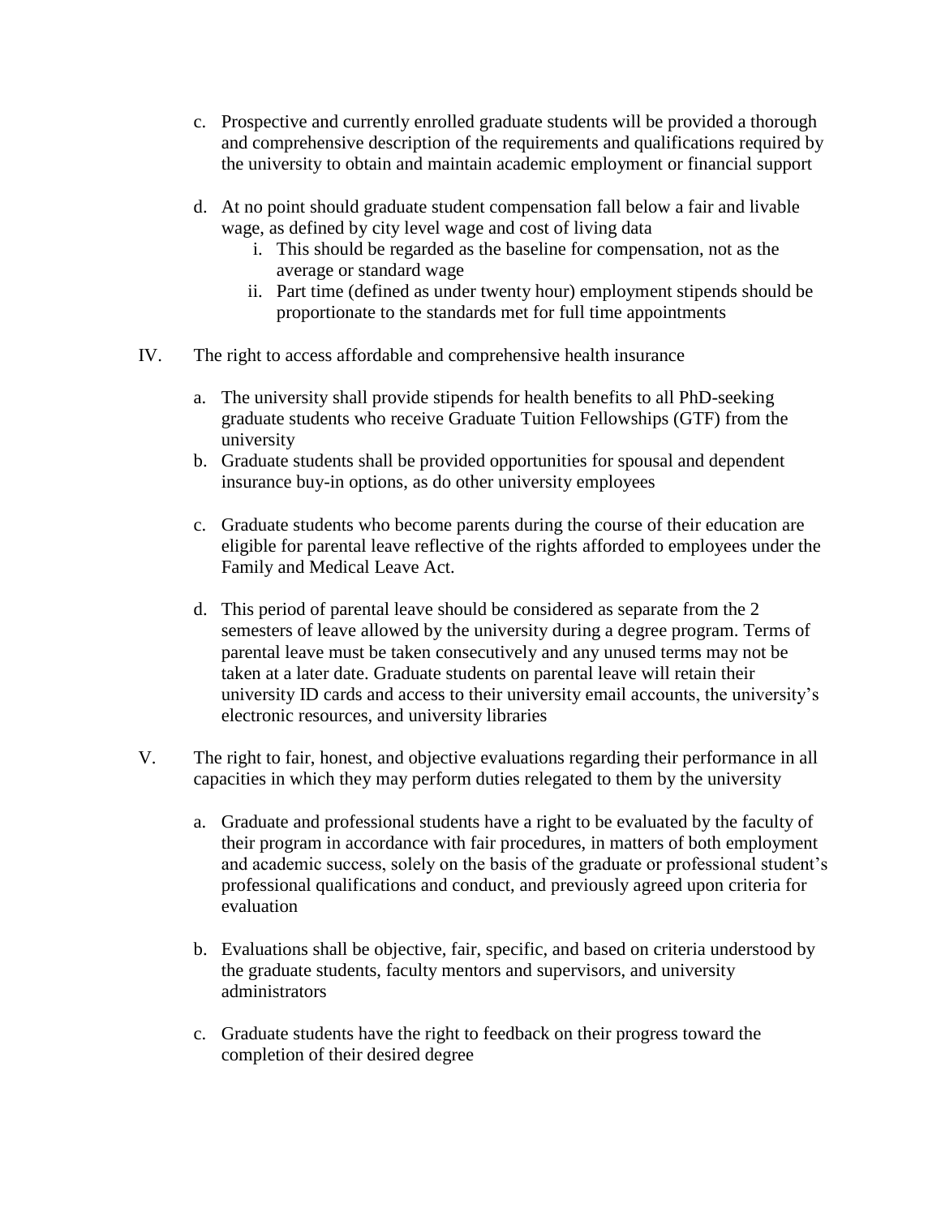c. Prospective and currently enrolled graduate students will be provided a thorough and comprehensive description of the requirements and qualifications required by the university to obtain and maintain academic employment or financial support

d. At no point should graduate student compensation fall below a fair and livable wage, as defined by city level wage and cost of living data
    i. This should be regarded as the baseline for compensation, not as the average or standard wage
    ii. Part time (defined as under twenty hour) employment stipends should be proportionate to the standards met for full time appointments

IV. The right to access affordable and comprehensive health insurance

a. The university shall provide stipends for health benefits to all PhD-seeking graduate students who receive Graduate Tuition Fellowships (GTF) from the university
b. Graduate students shall be provided opportunities for spousal and dependent insurance buy-in options, as do other university employees

c. Graduate students who become parents during the course of their education are eligible for parental leave reflective of the rights afforded to employees under the Family and Medical Leave Act.

d. This period of parental leave should be considered as separate from the 2 semesters of leave allowed by the university during a degree program. Terms of parental leave must be taken consecutively and any unused terms may not be taken at a later date. Graduate students on parental leave will retain their university ID cards and access to their university email accounts, the university's electronic resources, and university libraries

V. The right to fair, honest, and objective evaluations regarding their performance in all capacities in which they may perform duties relegated to them by the university

a. Graduate and professional students have a right to be evaluated by the faculty of their program in accordance with fair procedures, in matters of both employment and academic success, solely on the basis of the graduate or professional student's professional qualifications and conduct, and previously agreed upon criteria for evaluation

b. Evaluations shall be objective, fair, specific, and based on criteria understood by the graduate students, faculty mentors and supervisors, and university administrators

c. Graduate students have the right to feedback on their progress toward the completion of their desired degree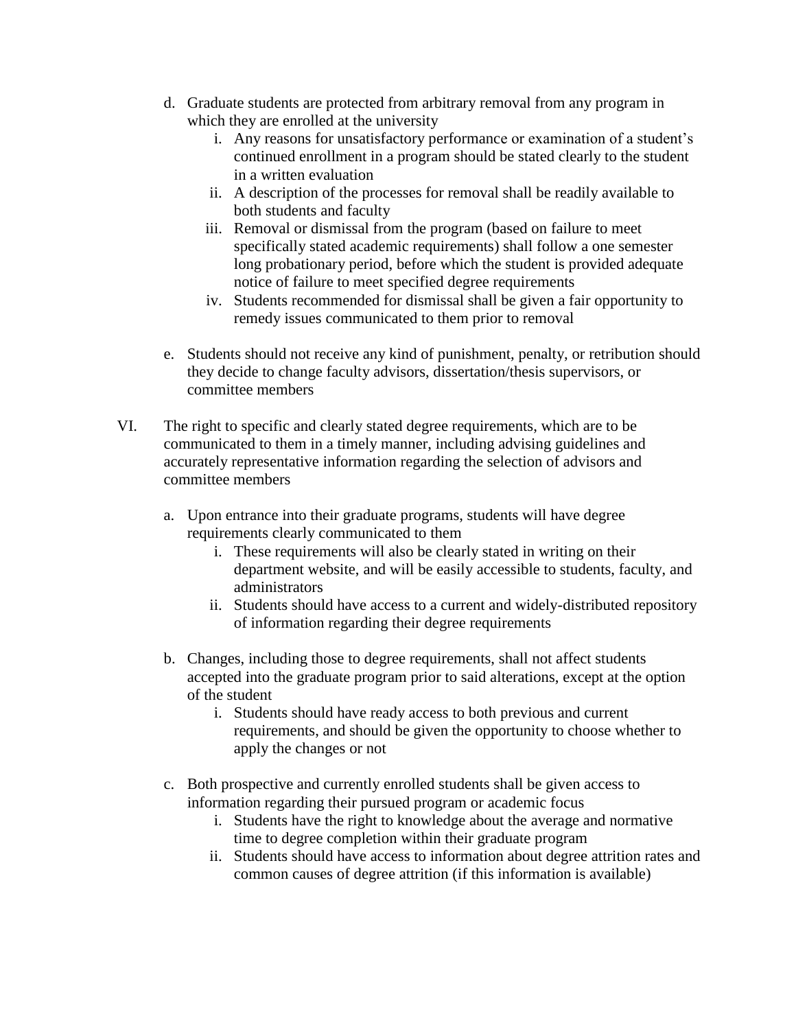d. Graduate students are protected from arbitrary removal from any program in which they are enrolled at the university
    i. Any reasons for unsatisfactory performance or examination of a student's continued enrollment in a program should be stated clearly to the student in a written evaluation
    ii. A description of the processes for removal shall be readily available to both students and faculty
    iii. Removal or dismissal from the program (based on failure to meet specifically stated academic requirements) shall follow a one semester long probationary period, before which the student is provided adequate notice of failure to meet specified degree requirements
    iv. Students recommended for dismissal shall be given a fair opportunity to remedy issues communicated to them prior to removal

e. Students should not receive any kind of punishment, penalty, or retribution should they decide to change faculty advisors, dissertation/thesis supervisors, or committee members

VI. The right to specific and clearly stated degree requirements, which are to be communicated to them in a timely manner, including advising guidelines and accurately representative information regarding the selection of advisors and committee members

a. Upon entrance into their graduate programs, students will have degree requirements clearly communicated to them
    i. These requirements will also be clearly stated in writing on their department website, and will be easily accessible to students, faculty, and administrators
    ii. Students should have access to a current and widely-distributed repository of information regarding their degree requirements

b. Changes, including those to degree requirements, shall not affect students accepted into the graduate program prior to said alterations, except at the option of the student
    i. Students should have ready access to both previous and current requirements, and should be given the opportunity to choose whether to apply the changes or not

c. Both prospective and currently enrolled students shall be given access to information regarding their pursued program or academic focus
    i. Students have the right to knowledge about the average and normative time to degree completion within their graduate program
    ii. Students should have access to information about degree attrition rates and common causes of degree attrition (if this information is available)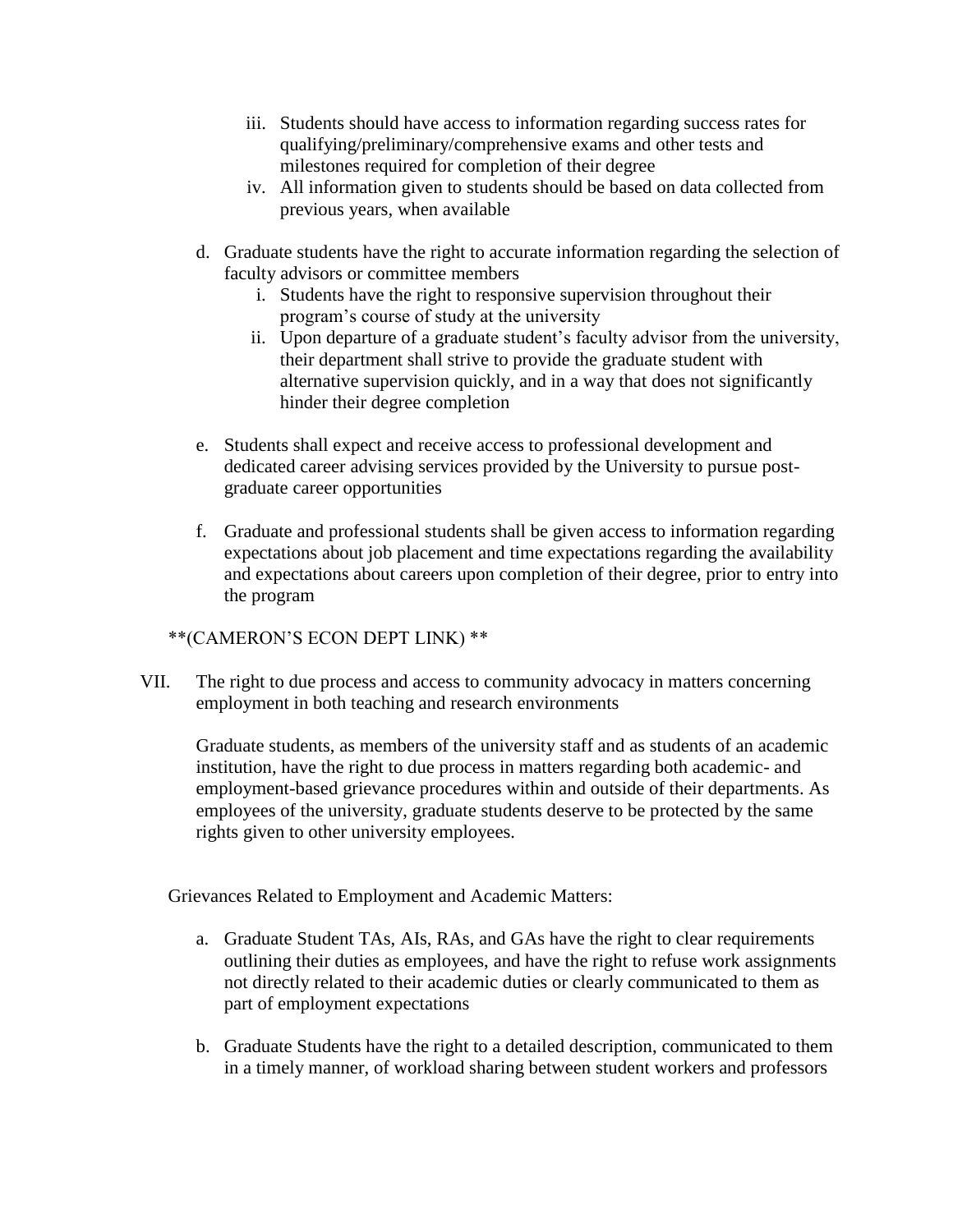iii. Students should have access to information regarding success rates for qualifying/preliminary/comprehensive exams and other tests and milestones required for completion of their degree
   iv. All information given to students should be based on data collected from previous years, when available

d. Graduate students have the right to accurate information regarding the selection of faculty advisors or committee members
   i. Students have the right to responsive supervision throughout their program's course of study at the university
   ii. Upon departure of a graduate student's faculty advisor from the university, their department shall strive to provide the graduate student with alternative supervision quickly, and in a way that does not significantly hinder their degree completion

e. Students shall expect and receive access to professional development and dedicated career advising services provided by the University to pursue post-graduate career opportunities

f. Graduate and professional students shall be given access to information regarding expectations about job placement and time expectations regarding the availability and expectations about careers upon completion of their degree, prior to entry into the program

**(CAMERON'S ECON DEPT LINK) **

VII. The right to due process and access to community advocacy in matters concerning employment in both teaching and research environments

Graduate students, as members of the university staff and as students of an academic institution, have the right to due process in matters regarding both academic- and employment-based grievance procedures within and outside of their departments. As employees of the university, graduate students deserve to be protected by the same rights given to other university employees.

Grievances Related to Employment and Academic Matters:

a. Graduate Student TAs, AIs, RAs, and GAs have the right to clear requirements outlining their duties as employees, and have the right to refuse work assignments not directly related to their academic duties or clearly communicated to them as part of employment expectations

b. Graduate Students have the right to a detailed description, communicated to them in a timely manner, of workload sharing between student workers and professors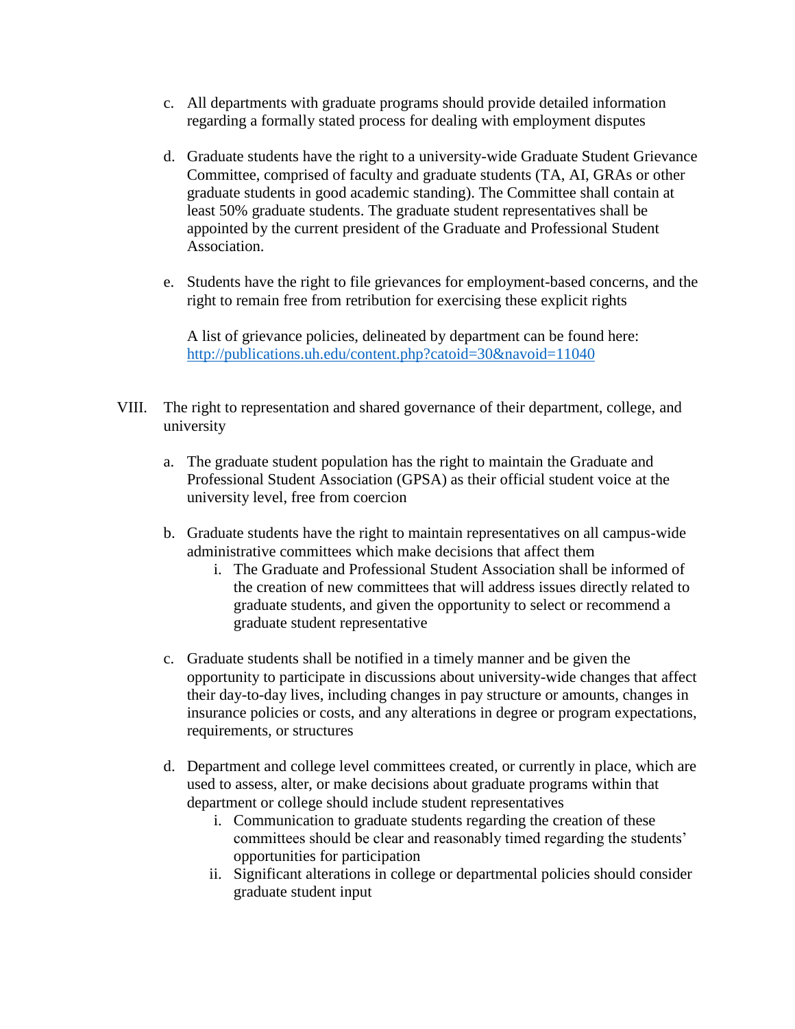c. All departments with graduate programs should provide detailed information regarding a formally stated process for dealing with employment disputes

d. Graduate students have the right to a university-wide Graduate Student Grievance Committee, comprised of faculty and graduate students (TA, AI, GRAs or other graduate students in good academic standing). The Committee shall contain at least 50% graduate students. The graduate student representatives shall be appointed by the current president of the Graduate and Professional Student Association.

e. Students have the right to file grievances for employment-based concerns, and the right to remain free from retribution for exercising these explicit rights

   A list of grievance policies, delineated by department can be found here: [http://publications.uh.edu/content.php?catoid=30&navoid=11040](http://publications.uh.edu/content.php?catoid=30&navoid=11040)

VIII. The right to representation and shared governance of their department, college, and university

a. The graduate student population has the right to maintain the Graduate and Professional Student Association (GPSA) as their official student voice at the university level, free from coercion

b. Graduate students have the right to maintain representatives on all campus-wide administrative committees which make decisions that affect them
   i. The Graduate and Professional Student Association shall be informed of the creation of new committees that will address issues directly related to graduate students, and given the opportunity to select or recommend a graduate student representative

c. Graduate students shall be notified in a timely manner and be given the opportunity to participate in discussions about university-wide changes that affect their day-to-day lives, including changes in pay structure or amounts, changes in insurance policies or costs, and any alterations in degree or program expectations, requirements, or structures

d. Department and college level committees created, or currently in place, which are used to assess, alter, or make decisions about graduate programs within that department or college should include student representatives
   i. Communication to graduate students regarding the creation of these committees should be clear and reasonably timed regarding the students' opportunities for participation
   ii. Significant alterations in college or departmental policies should consider graduate student input